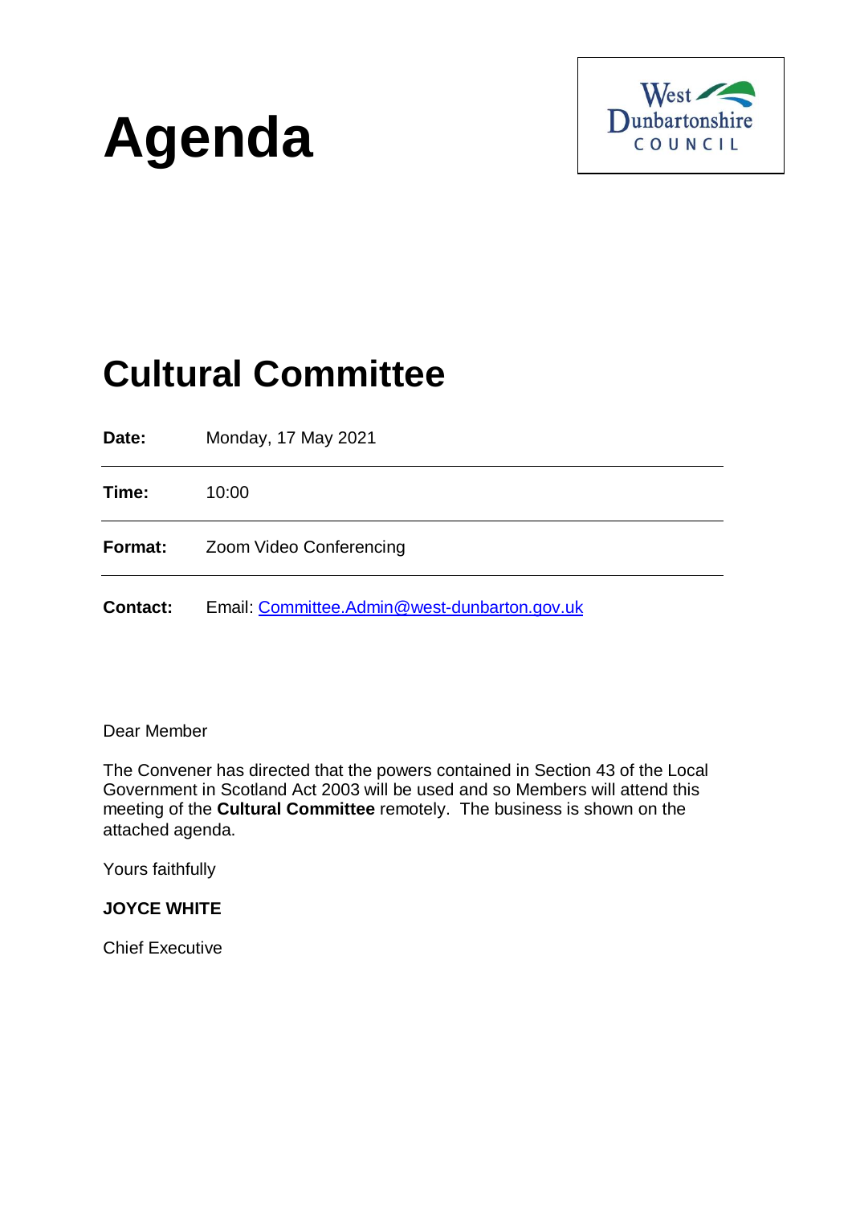# Agenda

West Dunbartonshire COUNCIL

## Cultural Committee

| | |
|---|---|
| **Date:** | Monday, 17 May 2021 |
| **Time:** | 10:00 |
| **Format:** | Zoom Video Conferencing |
| **Contact:** | Email: Committee.Admin@west-dunbarton.gov.uk |

Dear Member

The Convener has directed that the powers contained in Section 43 of the Local Government in Scotland Act 2003 will be used and so Members will attend this meeting of the **Cultural Committee** remotely. The business is shown on the attached agenda.

Yours faithfully

**JOYCE WHITE**

Chief Executive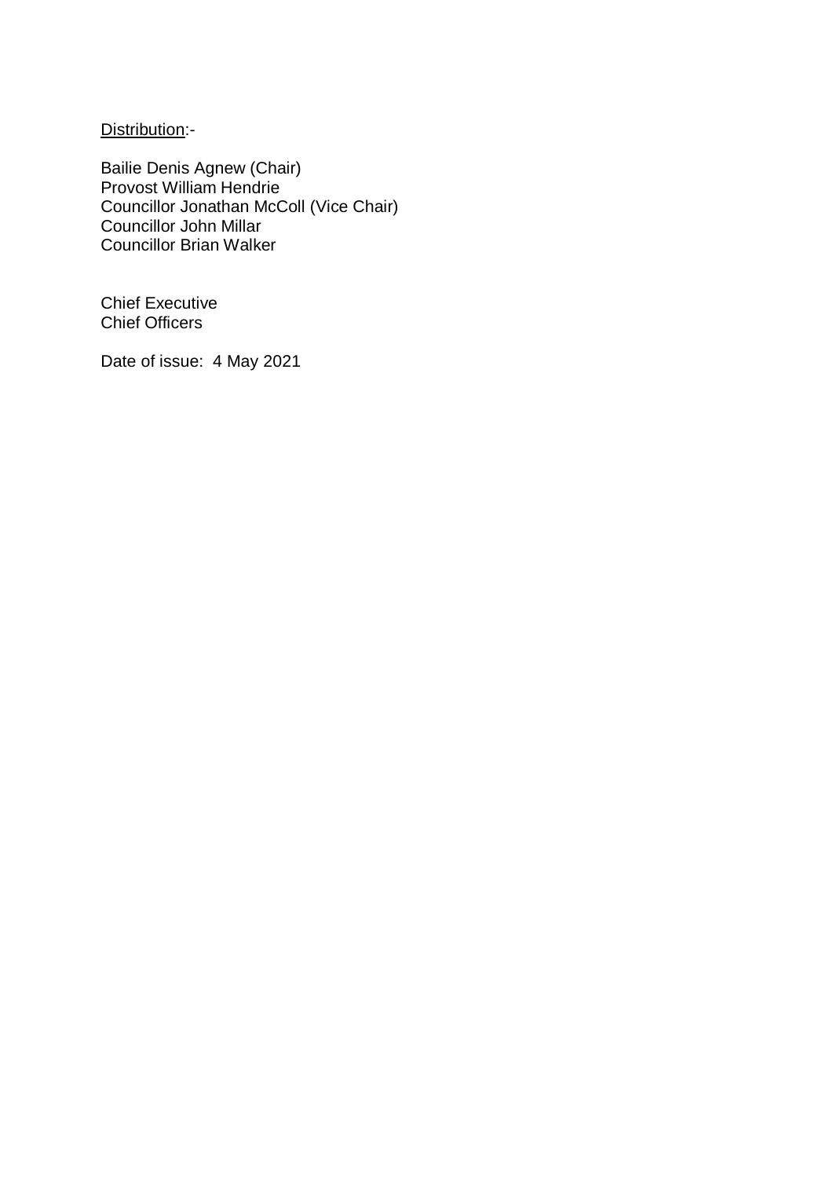<u>Distribution</u>:-

Bailie Denis Agnew (Chair)
Provost William Hendrie
Councillor Jonathan McColl (Vice Chair)
Councillor John Millar
Councillor Brian Walker

Chief Executive
Chief Officers

Date of issue: 4 May 2021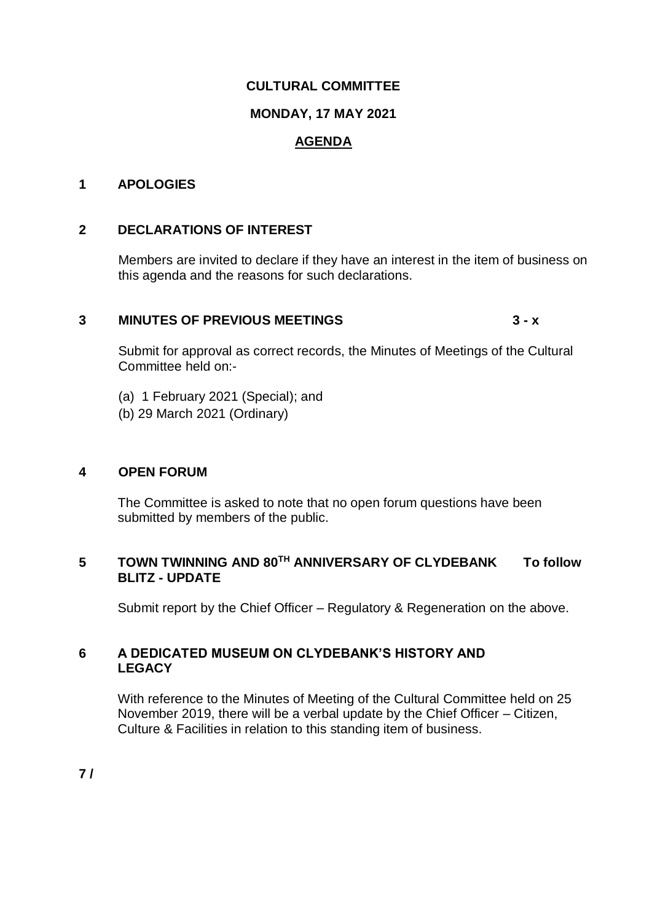**CULTURAL COMMITTEE**

**MONDAY, 17 MAY 2021**

## AGENDA

### 1 APOLOGIES

### 2 DECLARATIONS OF INTEREST

Members are invited to declare if they have an interest in the item of business on this agenda and the reasons for such declarations.

### 3 MINUTES OF PREVIOUS MEETINGS 3 - x

Submit for approval as correct records, the Minutes of Meetings of the Cultural Committee held on:-

(a) 1 February 2021 (Special); and
(b) 29 March 2021 (Ordinary)

### 4 OPEN FORUM

The Committee is asked to note that no open forum questions have been submitted by members of the public.

### 5 TOWN TWINNING AND 80TH ANNIVERSARY OF CLYDEBANK BLITZ - UPDATE — To follow

Submit report by the Chief Officer – Regulatory & Regeneration on the above.

### 6 A DEDICATED MUSEUM ON CLYDEBANK'S HISTORY AND LEGACY

With reference to the Minutes of Meeting of the Cultural Committee held on 25 November 2019, there will be a verbal update by the Chief Officer – Citizen, Culture & Facilities in relation to this standing item of business.

**7 /**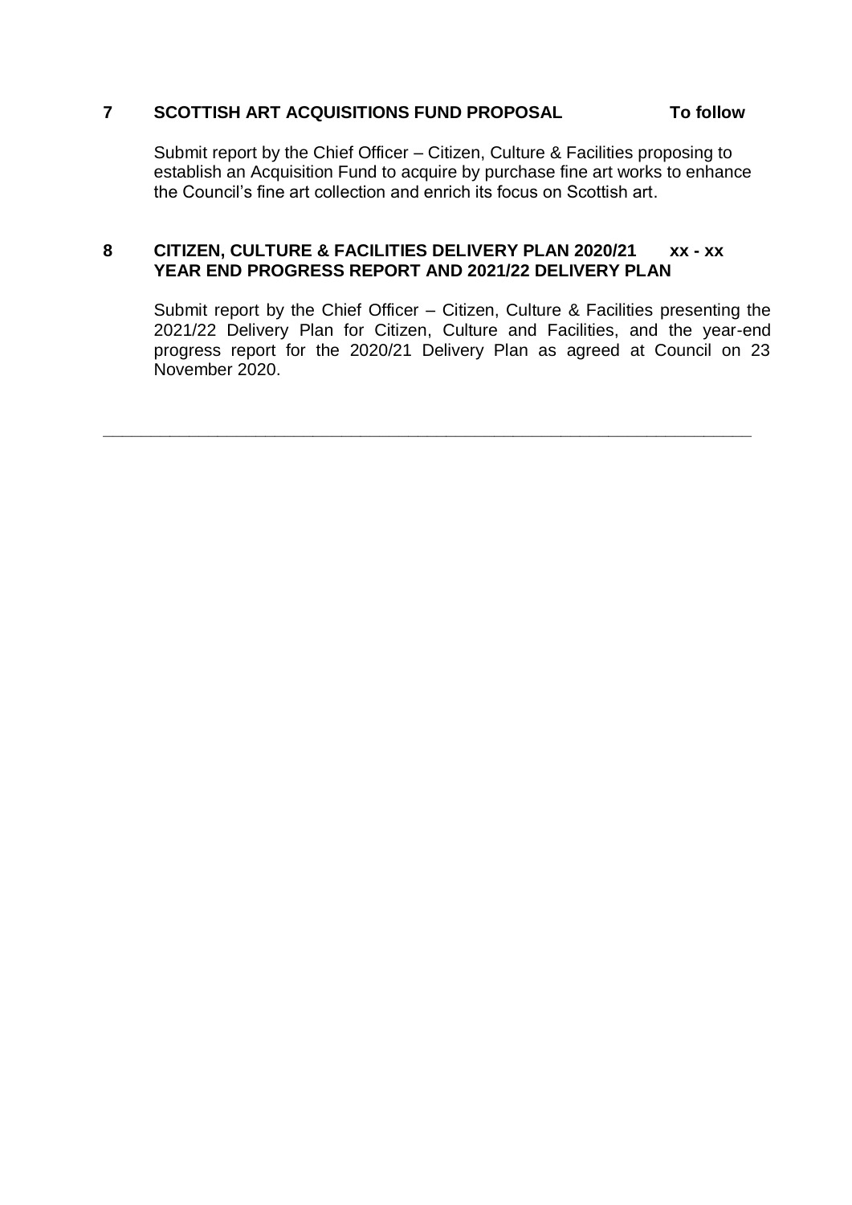**7 SCOTTISH ART ACQUISITIONS FUND PROPOSAL To follow**

Submit report by the Chief Officer – Citizen, Culture & Facilities proposing to establish an Acquisition Fund to acquire by purchase fine art works to enhance the Council's fine art collection and enrich its focus on Scottish art.

**8 CITIZEN, CULTURE & FACILITIES DELIVERY PLAN 2020/21 YEAR END PROGRESS REPORT AND 2021/22 DELIVERY PLAN xx - xx**

Submit report by the Chief Officer – Citizen, Culture & Facilities presenting the 2021/22 Delivery Plan for Citizen, Culture and Facilities, and the year-end progress report for the 2020/21 Delivery Plan as agreed at Council on 23 November 2020.

---